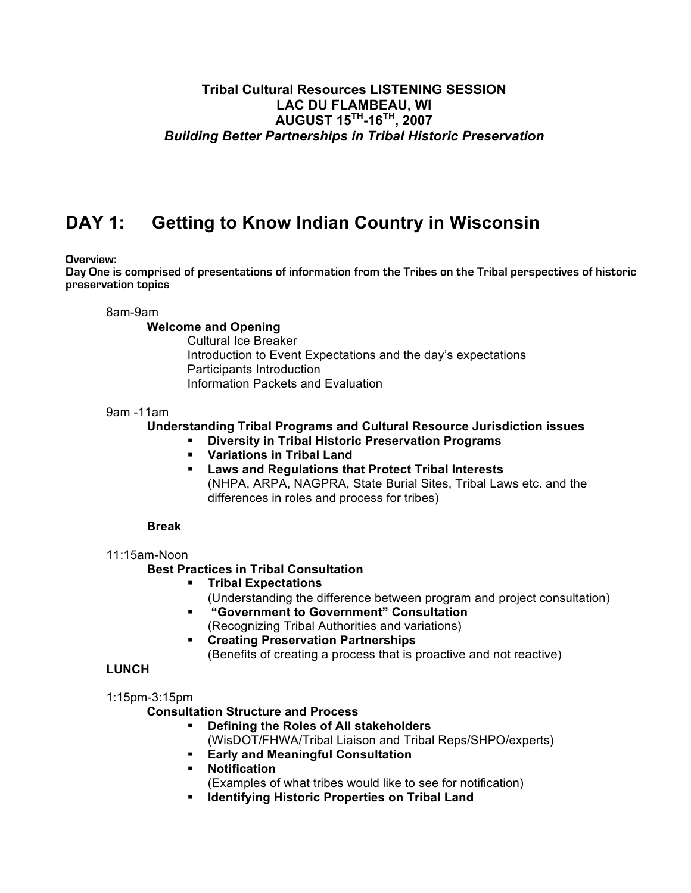**Tribal Cultural Resources LISTENING SESSION**
**LAC DU FLAMBEAU, WI**
**AUGUST 15TH-16TH, 2007**
***Building Better Partnerships in Tribal Historic Preservation***

# DAY 1: Getting to Know Indian Country in Wisconsin

**Overview:**
**Day One is comprised of presentations of information from the Tribes on the Tribal perspectives of historic preservation topics**

8am-9am

**Welcome and Opening**

Cultural Ice Breaker
Introduction to Event Expectations and the day's expectations
Participants Introduction
Information Packets and Evaluation

9am -11am

**Understanding Tribal Programs and Cultural Resource Jurisdiction issues**

- **Diversity in Tribal Historic Preservation Programs**
- **Variations in Tribal Land**
- **Laws and Regulations that Protect Tribal Interests**
  (NHPA, ARPA, NAGPRA, State Burial Sites, Tribal Laws etc. and the differences in roles and process for tribes)

**Break**

11:15am-Noon

**Best Practices in Tribal Consultation**

- **Tribal Expectations**
  (Understanding the difference between program and project consultation)
- **"Government to Government" Consultation**
  (Recognizing Tribal Authorities and variations)
- **Creating Preservation Partnerships**
  (Benefits of creating a process that is proactive and not reactive)

**LUNCH**

1:15pm-3:15pm

**Consultation Structure and Process**

- **Defining the Roles of All stakeholders**
  (WisDOT/FHWA/Tribal Liaison and Tribal Reps/SHPO/experts)
- **Early and Meaningful Consultation**
- **Notification**
  (Examples of what tribes would like to see for notification)
- **Identifying Historic Properties on Tribal Land**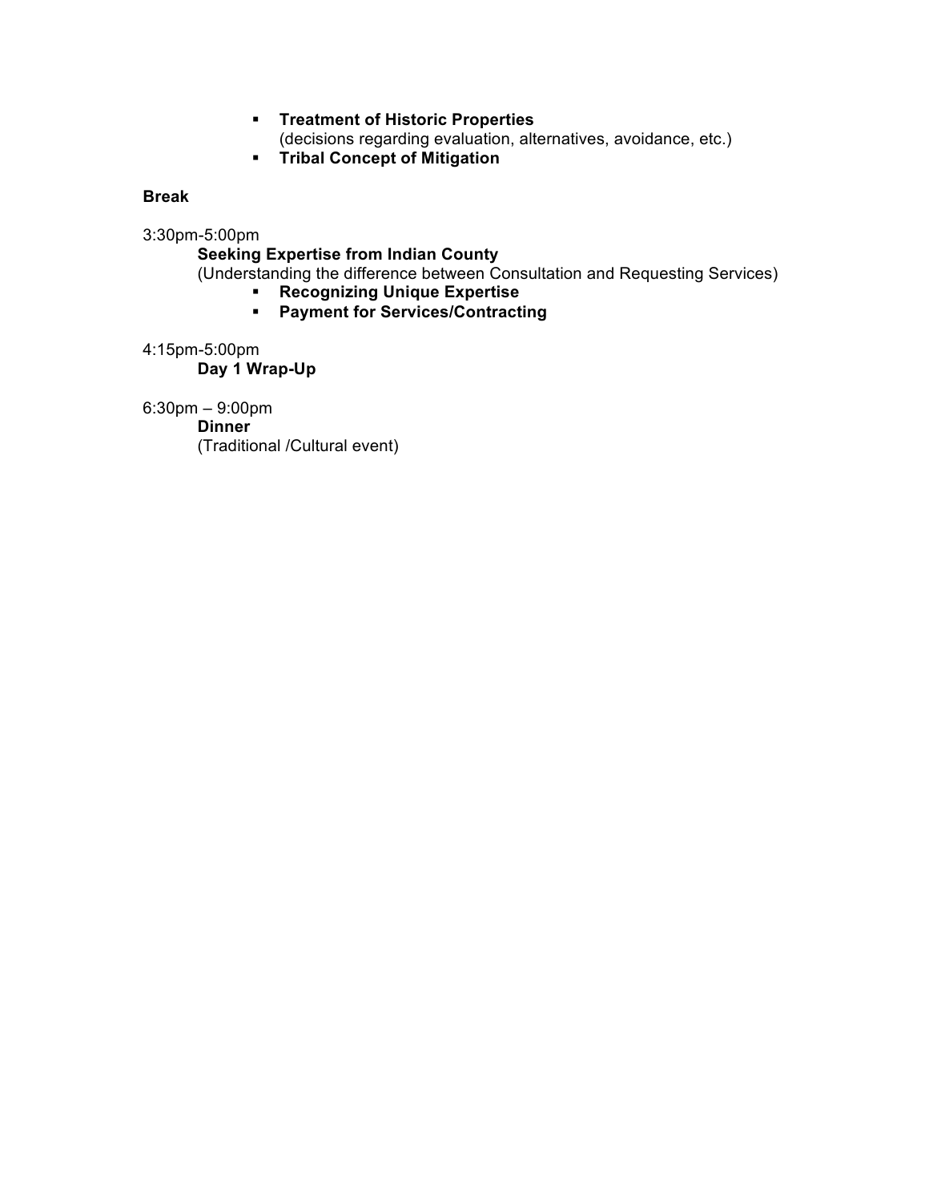- **Treatment of Historic Properties**
  (decisions regarding evaluation, alternatives, avoidance, etc.)
- **Tribal Concept of Mitigation**

**Break**

3:30pm-5:00pm

**Seeking Expertise from Indian County**
(Understanding the difference between Consultation and Requesting Services)

- **Recognizing Unique Expertise**
- **Payment for Services/Contracting**

4:15pm-5:00pm

**Day 1 Wrap-Up**

6:30pm – 9:00pm

**Dinner**
(Traditional /Cultural event)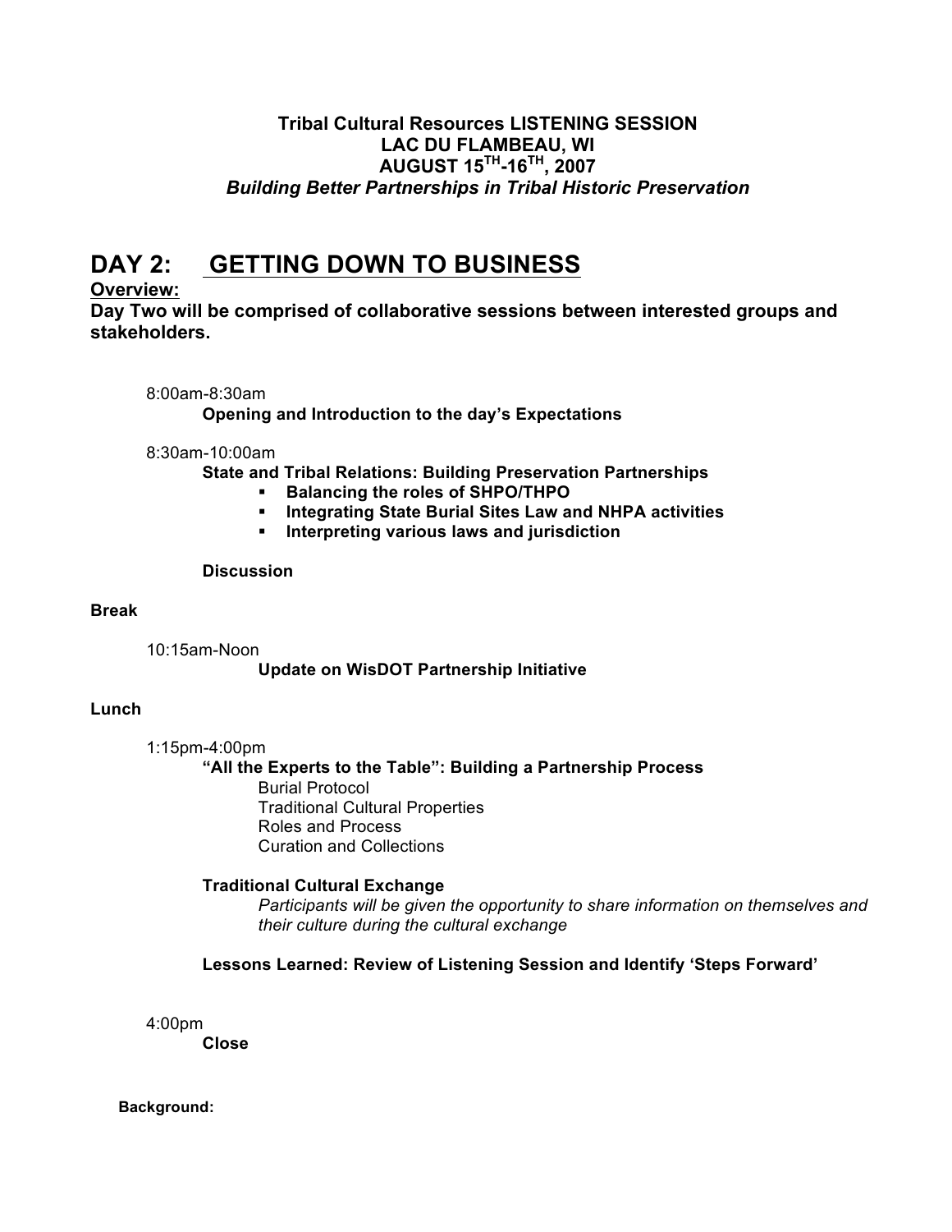**Tribal Cultural Resources LISTENING SESSION**
**LAC DU FLAMBEAU, WI**
**AUGUST 15TH-16TH, 2007**
***Building Better Partnerships in Tribal Historic Preservation***

# DAY 2: GETTING DOWN TO BUSINESS

**Overview:**

**Day Two will be comprised of collaborative sessions between interested groups and stakeholders.**

8:00am-8:30am

**Opening and Introduction to the day's Expectations**

8:30am-10:00am

**State and Tribal Relations: Building Preservation Partnerships**

- **Balancing the roles of SHPO/THPO**
- **Integrating State Burial Sites Law and NHPA activities**
- **Interpreting various laws and jurisdiction**

**Discussion**

**Break**

10:15am-Noon

**Update on WisDOT Partnership Initiative**

**Lunch**

1:15pm-4:00pm

**"All the Experts to the Table": Building a Partnership Process**

Burial Protocol
Traditional Cultural Properties
Roles and Process
Curation and Collections

**Traditional Cultural Exchange**

*Participants will be given the opportunity to share information on themselves and their culture during the cultural exchange*

**Lessons Learned: Review of Listening Session and Identify 'Steps Forward'**

4:00pm

**Close**

**Background:**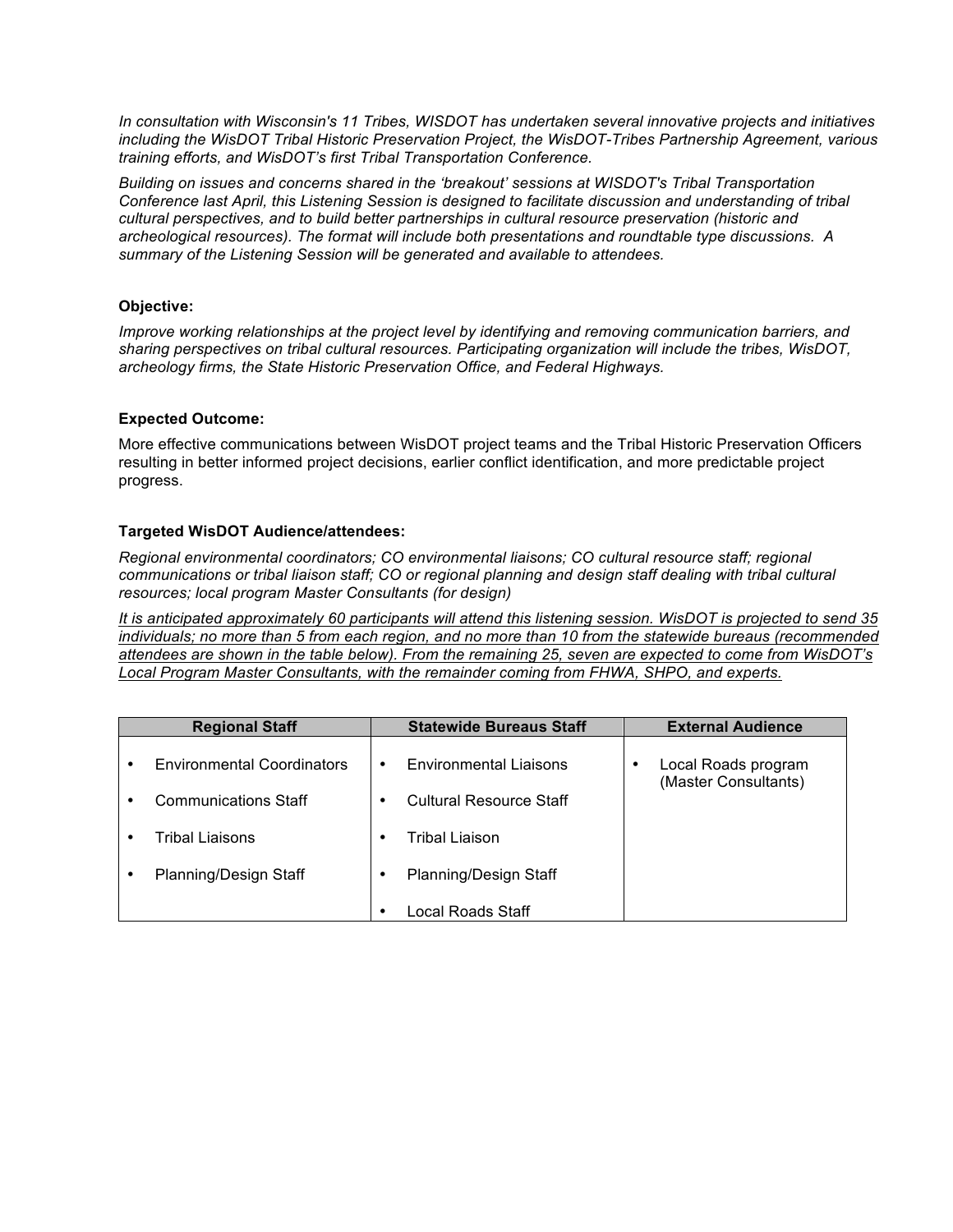*In consultation with Wisconsin's 11 Tribes, WISDOT has undertaken several innovative projects and initiatives including the WisDOT Tribal Historic Preservation Project, the WisDOT-Tribes Partnership Agreement, various training efforts, and WisDOT's first Tribal Transportation Conference.*

*Building on issues and concerns shared in the 'breakout' sessions at WISDOT's Tribal Transportation Conference last April, this Listening Session is designed to facilitate discussion and understanding of tribal cultural perspectives, and to build better partnerships in cultural resource preservation (historic and archeological resources). The format will include both presentations and roundtable type discussions. A summary of the Listening Session will be generated and available to attendees.*

**Objective:**

*Improve working relationships at the project level by identifying and removing communication barriers, and sharing perspectives on tribal cultural resources. Participating organization will include the tribes, WisDOT, archeology firms, the State Historic Preservation Office, and Federal Highways.*

**Expected Outcome:**

More effective communications between WisDOT project teams and the Tribal Historic Preservation Officers resulting in better informed project decisions, earlier conflict identification, and more predictable project progress.

**Targeted WisDOT Audience/attendees:**

*Regional environmental coordinators; CO environmental liaisons; CO cultural resource staff; regional communications or tribal liaison staff; CO or regional planning and design staff dealing with tribal cultural resources; local program Master Consultants (for design)*

*It is anticipated approximately 60 participants will attend this listening session. WisDOT is projected to send 35 individuals; no more than 5 from each region, and no more than 10 from the statewide bureaus (recommended attendees are shown in the table below). From the remaining 25, seven are expected to come from WisDOT's Local Program Master Consultants, with the remainder coming from FHWA, SHPO, and experts.*

| Regional Staff | Statewide Bureaus Staff | External Audience |
|---|---|---|
| • Environmental Coordinators | • Environmental Liaisons | • Local Roads program (Master Consultants) |
| • Communications Staff | • Cultural Resource Staff | |
| • Tribal Liaisons | • Tribal Liaison | |
| • Planning/Design Staff | • Planning/Design Staff | |
| | • Local Roads Staff | |